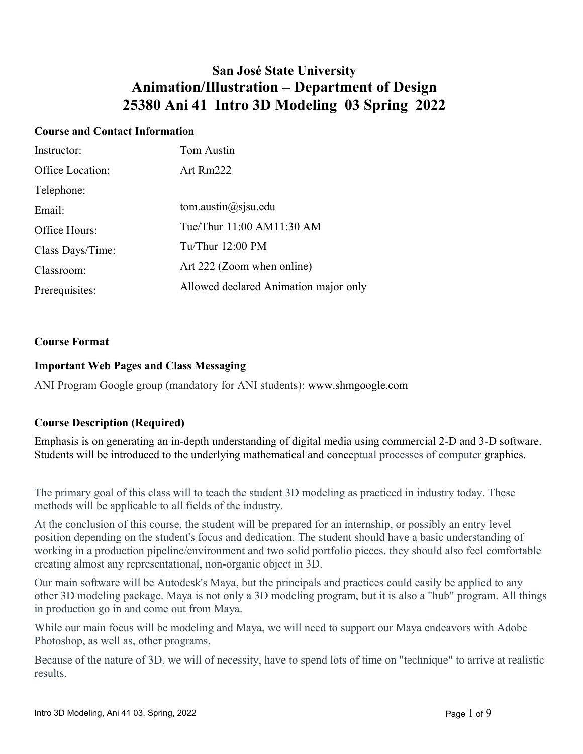# San José State University
# Animation/Illustration – Department of Design
# 25380 Ani 41 Intro 3D Modeling 03 Spring 2022

### Course and Contact Information

| | |
|---|---|
| Instructor: | Tom Austin |
| Office Location: | Art Rm222 |
| Telephone: | |
| Email: | tom.austin@sjsu.edu |
| Office Hours: | Tue/Thur 11:00 AM11:30 AM |
| Class Days/Time: | Tu/Thur 12:00 PM |
| Classroom: | Art 222 (Zoom when online) |
| Prerequisites: | Allowed declared Animation major only |

### Course Format

### Important Web Pages and Class Messaging

ANI Program Google group (mandatory for ANI students): www.shmgoogle.com

### Course Description (Required)

Emphasis is on generating an in-depth understanding of digital media using commercial 2-D and 3-D software. Students will be introduced to the underlying mathematical and conceptual processes of computer graphics.

The primary goal of this class will to teach the student 3D modeling as practiced in industry today. These methods will be applicable to all fields of the industry.

At the conclusion of this course, the student will be prepared for an internship, or possibly an entry level position depending on the student's focus and dedication. The student should have a basic understanding of working in a production pipeline/environment and two solid portfolio pieces. they should also feel comfortable creating almost any representational, non-organic object in 3D.

Our main software will be Autodesk's Maya, but the principals and practices could easily be applied to any other 3D modeling package. Maya is not only a 3D modeling program, but it is also a "hub" program. All things in production go in and come out from Maya.

While our main focus will be modeling and Maya, we will need to support our Maya endeavors with Adobe Photoshop, as well as, other programs.

Because of the nature of 3D, we will of necessity, have to spend lots of time on "technique" to arrive at realistic results.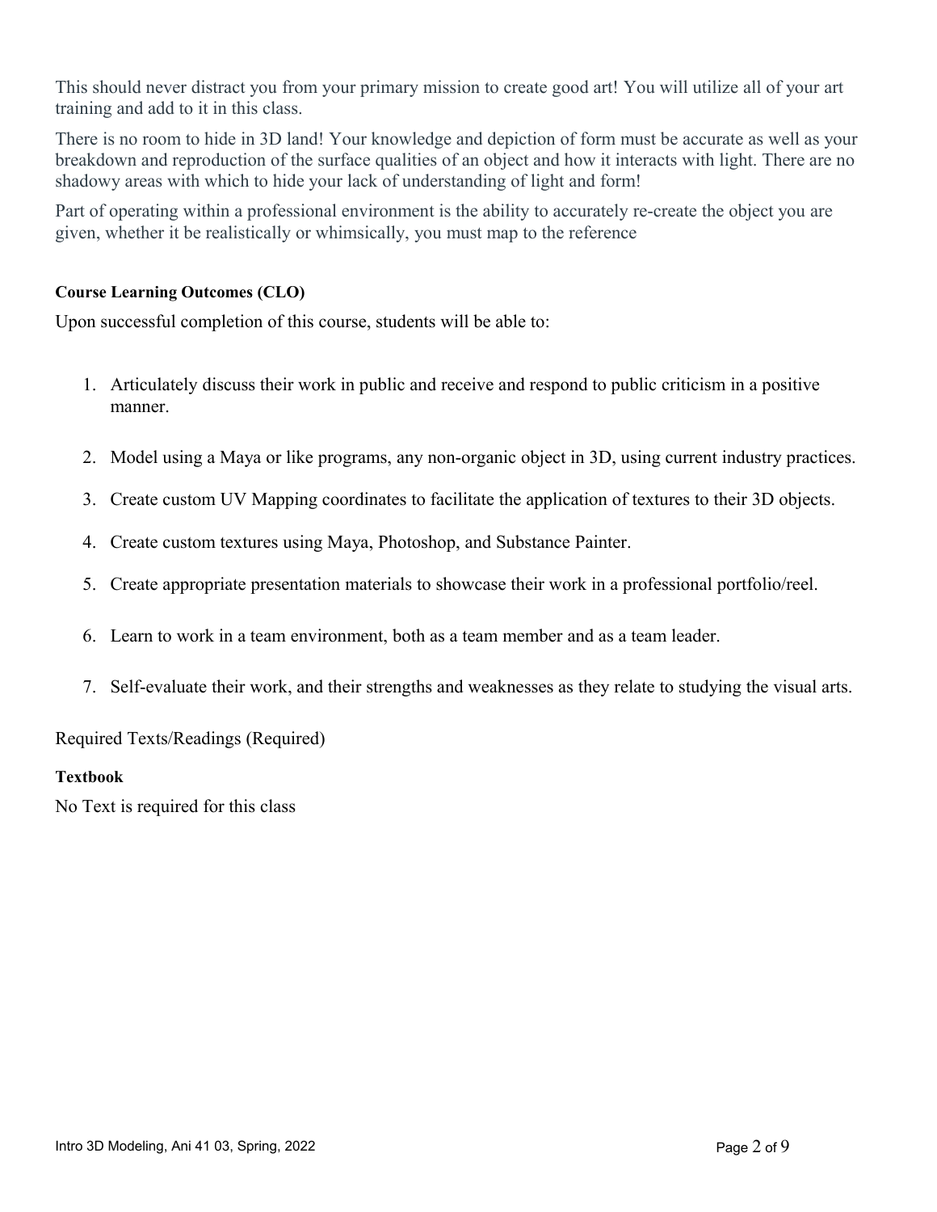This should never distract you from your primary mission to create good art! You will utilize all of your art training and add to it in this class.

There is no room to hide in 3D land! Your knowledge and depiction of form must be accurate as well as your breakdown and reproduction of the surface qualities of an object and how it interacts with light. There are no shadowy areas with which to hide your lack of understanding of light and form!

Part of operating within a professional environment is the ability to accurately re-create the object you are given, whether it be realistically or whimsically, you must map to the reference

**Course Learning Outcomes (CLO)**

Upon successful completion of this course, students will be able to:

1. Articulately discuss their work in public and receive and respond to public criticism in a positive manner.
2. Model using a Maya or like programs, any non-organic object in 3D, using current industry practices.
3. Create custom UV Mapping coordinates to facilitate the application of textures to their 3D objects.
4. Create custom textures using Maya, Photoshop, and Substance Painter.
5. Create appropriate presentation materials to showcase their work in a professional portfolio/reel.
6. Learn to work in a team environment, both as a team member and as a team leader.
7. Self-evaluate their work, and their strengths and weaknesses as they relate to studying the visual arts.

Required Texts/Readings (Required)

**Textbook**

No Text is required for this class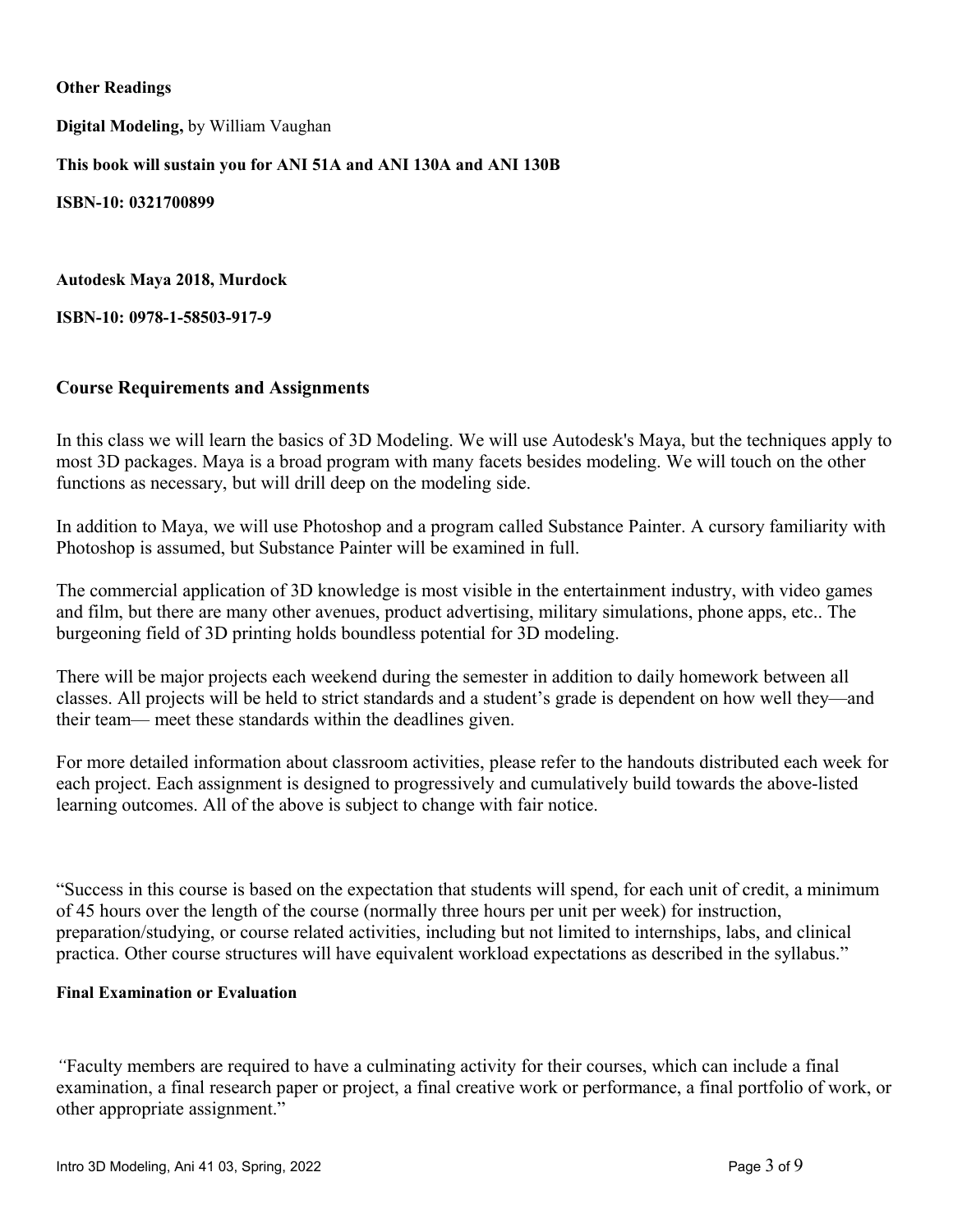**Other Readings**

**Digital Modeling,** by William Vaughan

**This book will sustain you for ANI 51A and ANI 130A and ANI 130B**

**ISBN-10: 0321700899**

**Autodesk Maya 2018, Murdock**

**ISBN-10: 0978-1-58503-917-9**

## Course Requirements and Assignments

In this class we will learn the basics of 3D Modeling. We will use Autodesk's Maya, but the techniques apply to most 3D packages. Maya is a broad program with many facets besides modeling. We will touch on the other functions as necessary, but will drill deep on the modeling side.

In addition to Maya, we will use Photoshop and a program called Substance Painter. A cursory familiarity with Photoshop is assumed, but Substance Painter will be examined in full.

The commercial application of 3D knowledge is most visible in the entertainment industry, with video games and film, but there are many other avenues, product advertising, military simulations, phone apps, etc.. The burgeoning field of 3D printing holds boundless potential for 3D modeling.

There will be major projects each weekend during the semester in addition to daily homework between all classes. All projects will be held to strict standards and a student's grade is dependent on how well they—and their team— meet these standards within the deadlines given.

For more detailed information about classroom activities, please refer to the handouts distributed each week for each project. Each assignment is designed to progressively and cumulatively build towards the above-listed learning outcomes. All of the above is subject to change with fair notice.

"Success in this course is based on the expectation that students will spend, for each unit of credit, a minimum of 45 hours over the length of the course (normally three hours per unit per week) for instruction, preparation/studying, or course related activities, including but not limited to internships, labs, and clinical practica. Other course structures will have equivalent workload expectations as described in the syllabus."

**Final Examination or Evaluation**

*"*Faculty members are required to have a culminating activity for their courses, which can include a final examination, a final research paper or project, a final creative work or performance, a final portfolio of work, or other appropriate assignment."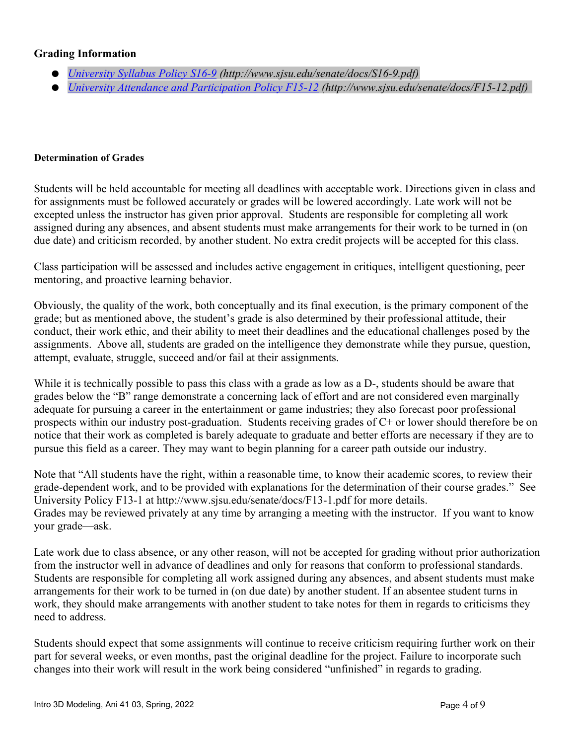### Grading Information

- *[University Syllabus Policy S16-9](http://www.sjsu.edu/senate/docs/S16-9.pdf) (http://www.sjsu.edu/senate/docs/S16-9.pdf)*
- *[University Attendance and Participation Policy F15-12](http://www.sjsu.edu/senate/docs/F15-12.pdf) (http://www.sjsu.edu/senate/docs/F15-12.pdf)*

#### Determination of Grades

Students will be held accountable for meeting all deadlines with acceptable work. Directions given in class and for assignments must be followed accurately or grades will be lowered accordingly. Late work will not be excepted unless the instructor has given prior approval. Students are responsible for completing all work assigned during any absences, and absent students must make arrangements for their work to be turned in (on due date) and criticism recorded, by another student. No extra credit projects will be accepted for this class.

Class participation will be assessed and includes active engagement in critiques, intelligent questioning, peer mentoring, and proactive learning behavior.

Obviously, the quality of the work, both conceptually and its final execution, is the primary component of the grade; but as mentioned above, the student's grade is also determined by their professional attitude, their conduct, their work ethic, and their ability to meet their deadlines and the educational challenges posed by the assignments. Above all, students are graded on the intelligence they demonstrate while they pursue, question, attempt, evaluate, struggle, succeed and/or fail at their assignments.

While it is technically possible to pass this class with a grade as low as a D-, students should be aware that grades below the "B" range demonstrate a concerning lack of effort and are not considered even marginally adequate for pursuing a career in the entertainment or game industries; they also forecast poor professional prospects within our industry post-graduation. Students receiving grades of C+ or lower should therefore be on notice that their work as completed is barely adequate to graduate and better efforts are necessary if they are to pursue this field as a career. They may want to begin planning for a career path outside our industry.

Note that "All students have the right, within a reasonable time, to know their academic scores, to review their grade-dependent work, and to be provided with explanations for the determination of their course grades." See University Policy F13-1 at http://www.sjsu.edu/senate/docs/F13-1.pdf for more details.
Grades may be reviewed privately at any time by arranging a meeting with the instructor. If you want to know your grade—ask.

Late work due to class absence, or any other reason, will not be accepted for grading without prior authorization from the instructor well in advance of deadlines and only for reasons that conform to professional standards. Students are responsible for completing all work assigned during any absences, and absent students must make arrangements for their work to be turned in (on due date) by another student. If an absentee student turns in work, they should make arrangements with another student to take notes for them in regards to criticisms they need to address.

Students should expect that some assignments will continue to receive criticism requiring further work on their part for several weeks, or even months, past the original deadline for the project. Failure to incorporate such changes into their work will result in the work being considered "unfinished" in regards to grading.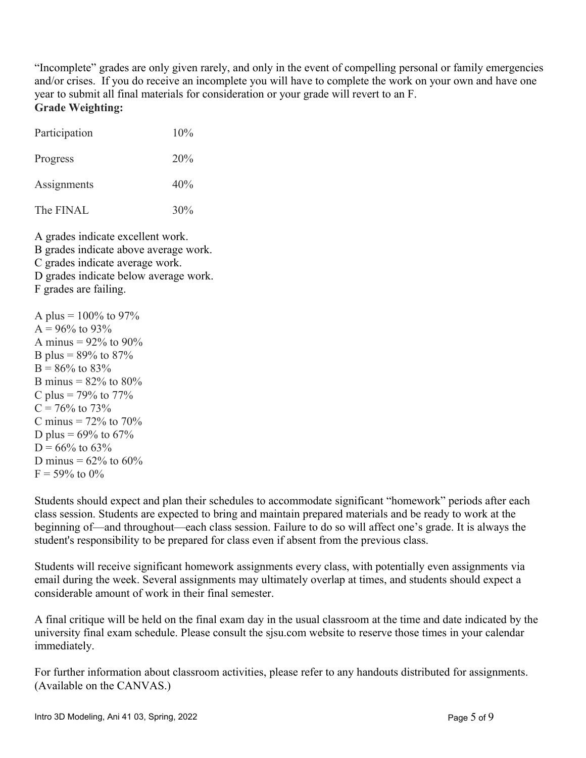"Incomplete" grades are only given rarely, and only in the event of compelling personal or family emergencies and/or crises. If you do receive an incomplete you will have to complete the work on your own and have one year to submit all final materials for consideration or your grade will revert to an F.

**Grade Weighting:**

| | |
|---|---|
| Participation | 10% |
| Progress | 20% |
| Assignments | 40% |
| The FINAL | 30% |

A grades indicate excellent work.
B grades indicate above average work.
C grades indicate average work.
D grades indicate below average work.
F grades are failing.

A plus = 100% to 97%
A = 96% to 93%
A minus = 92% to 90%
B plus = 89% to 87%
B = 86% to 83%
B minus = 82% to 80%
C plus = 79% to 77%
C = 76% to 73%
C minus = 72% to 70%
D plus = 69% to 67%
D = 66% to 63%
D minus = 62% to 60%
F = 59% to 0%

Students should expect and plan their schedules to accommodate significant "homework" periods after each class session. Students are expected to bring and maintain prepared materials and be ready to work at the beginning of—and throughout—each class session. Failure to do so will affect one's grade. It is always the student's responsibility to be prepared for class even if absent from the previous class.

Students will receive significant homework assignments every class, with potentially even assignments via email during the week. Several assignments may ultimately overlap at times, and students should expect a considerable amount of work in their final semester.

A final critique will be held on the final exam day in the usual classroom at the time and date indicated by the university final exam schedule. Please consult the sjsu.com website to reserve those times in your calendar immediately.

For further information about classroom activities, please refer to any handouts distributed for assignments. (Available on the CANVAS.)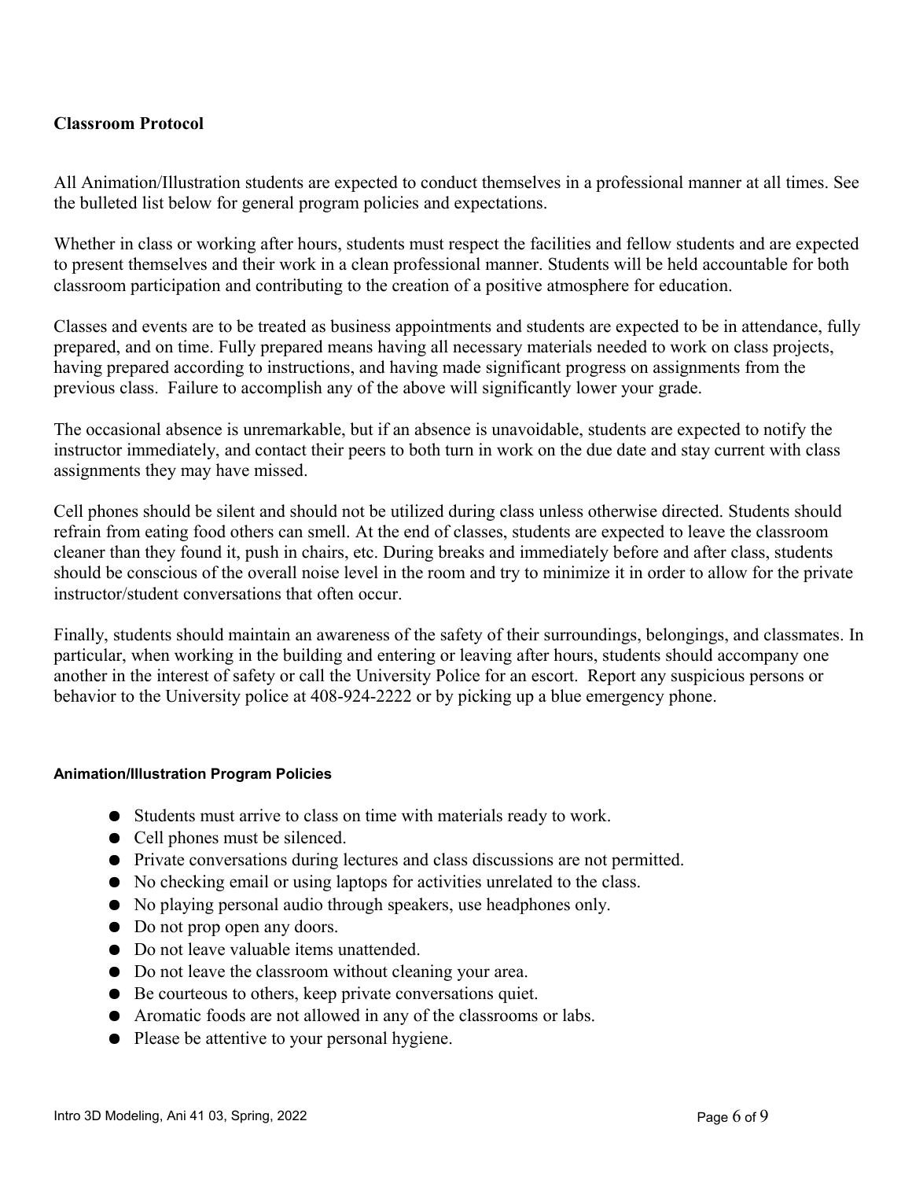## Classroom Protocol

All Animation/Illustration students are expected to conduct themselves in a professional manner at all times. See the bulleted list below for general program policies and expectations.

Whether in class or working after hours, students must respect the facilities and fellow students and are expected to present themselves and their work in a clean professional manner. Students will be held accountable for both classroom participation and contributing to the creation of a positive atmosphere for education.

Classes and events are to be treated as business appointments and students are expected to be in attendance, fully prepared, and on time. Fully prepared means having all necessary materials needed to work on class projects, having prepared according to instructions, and having made significant progress on assignments from the previous class. Failure to accomplish any of the above will significantly lower your grade.

The occasional absence is unremarkable, but if an absence is unavoidable, students are expected to notify the instructor immediately, and contact their peers to both turn in work on the due date and stay current with class assignments they may have missed.

Cell phones should be silent and should not be utilized during class unless otherwise directed. Students should refrain from eating food others can smell. At the end of classes, students are expected to leave the classroom cleaner than they found it, push in chairs, etc. During breaks and immediately before and after class, students should be conscious of the overall noise level in the room and try to minimize it in order to allow for the private instructor/student conversations that often occur.

Finally, students should maintain an awareness of the safety of their surroundings, belongings, and classmates. In particular, when working in the building and entering or leaving after hours, students should accompany one another in the interest of safety or call the University Police for an escort. Report any suspicious persons or behavior to the University police at 408-924-2222 or by picking up a blue emergency phone.

### Animation/Illustration Program Policies

- Students must arrive to class on time with materials ready to work.
- Cell phones must be silenced.
- Private conversations during lectures and class discussions are not permitted.
- No checking email or using laptops for activities unrelated to the class.
- No playing personal audio through speakers, use headphones only.
- Do not prop open any doors.
- Do not leave valuable items unattended.
- Do not leave the classroom without cleaning your area.
- Be courteous to others, keep private conversations quiet.
- Aromatic foods are not allowed in any of the classrooms or labs.
- Please be attentive to your personal hygiene.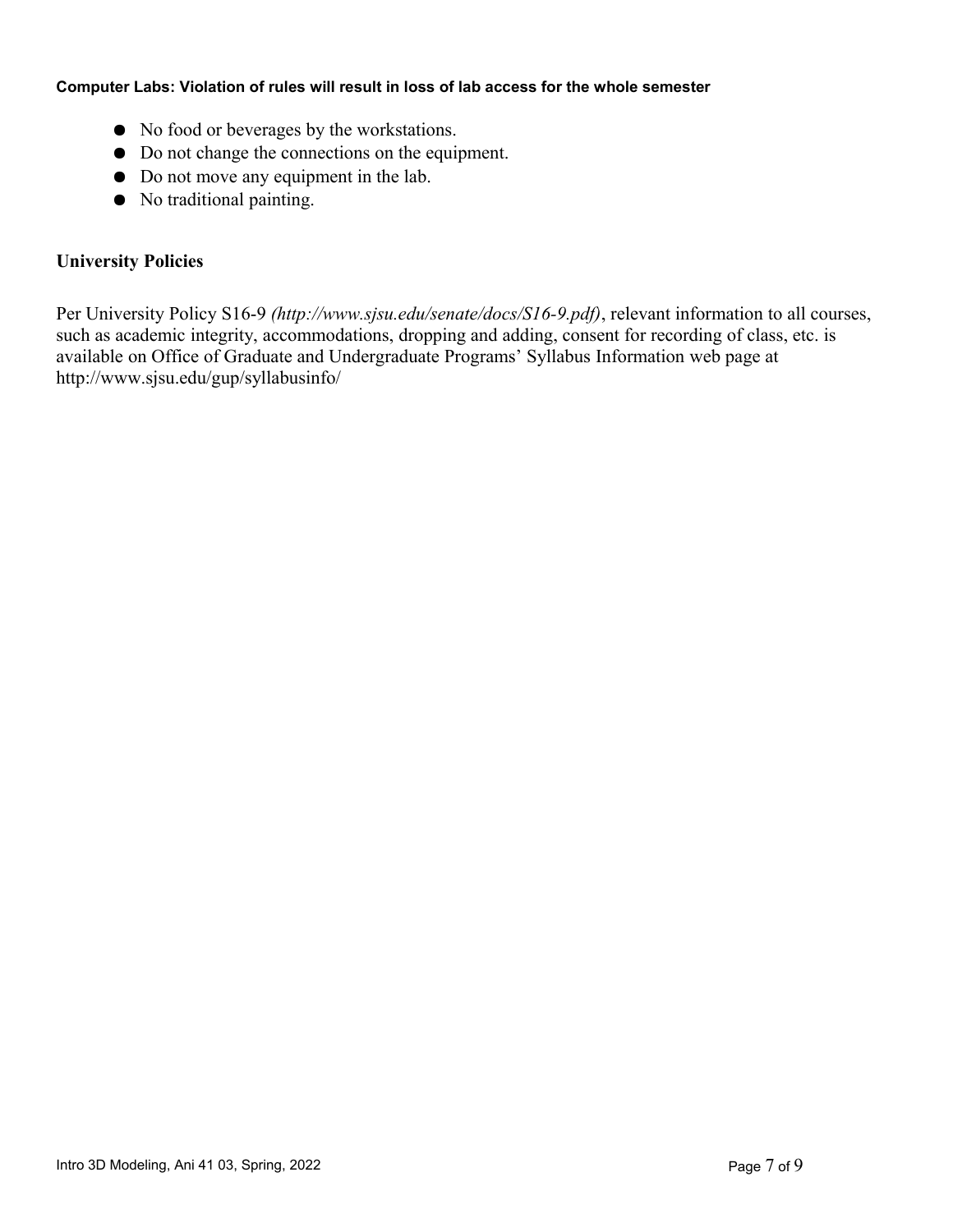**Computer Labs: Violation of rules will result in loss of lab access for the whole semester**

- No food or beverages by the workstations.
- Do not change the connections on the equipment.
- Do not move any equipment in the lab.
- No traditional painting.

## University Policies

Per University Policy S16-9 *(http://www.sjsu.edu/senate/docs/S16-9.pdf)*, relevant information to all courses, such as academic integrity, accommodations, dropping and adding, consent for recording of class, etc. is available on Office of Graduate and Undergraduate Programs' Syllabus Information web page at http://www.sjsu.edu/gup/syllabusinfo/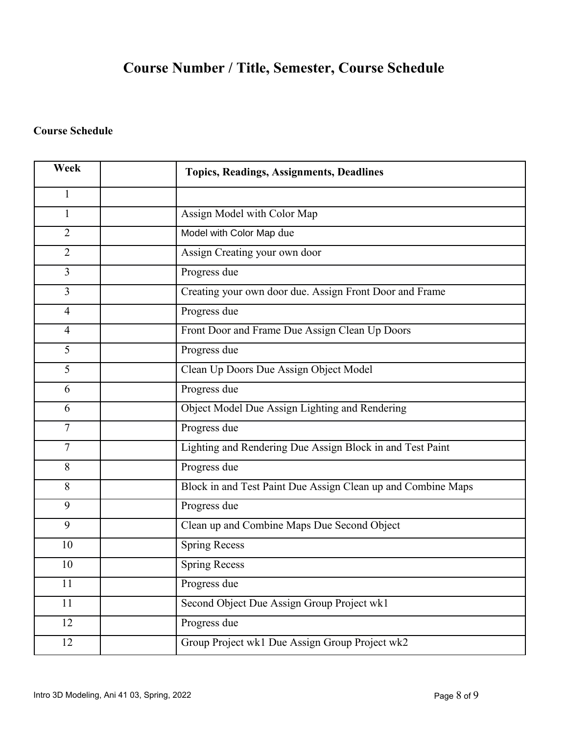# Course Number / Title, Semester, Course Schedule

**Course Schedule**

| Week | | Topics, Readings, Assignments, Deadlines |
|---|---|---|
| 1 | | |
| 1 | | Assign Model with Color Map |
| 2 | | Model with Color Map due |
| 2 | | Assign Creating your own door |
| 3 | | Progress due |
| 3 | | Creating your own door due. Assign Front Door and Frame |
| 4 | | Progress due |
| 4 | | Front Door and Frame Due Assign Clean Up Doors |
| 5 | | Progress due |
| 5 | | Clean Up Doors Due Assign Object Model |
| 6 | | Progress due |
| 6 | | Object Model Due Assign Lighting and Rendering |
| 7 | | Progress due |
| 7 | | Lighting and Rendering Due Assign Block in and Test Paint |
| 8 | | Progress due |
| 8 | | Block in and Test Paint Due Assign Clean up and Combine Maps |
| 9 | | Progress due |
| 9 | | Clean up and Combine Maps Due Second Object |
| 10 | | Spring Recess |
| 10 | | Spring Recess |
| 11 | | Progress due |
| 11 | | Second Object Due Assign Group Project wk1 |
| 12 | | Progress due |
| 12 | | Group Project wk1 Due Assign Group Project wk2 |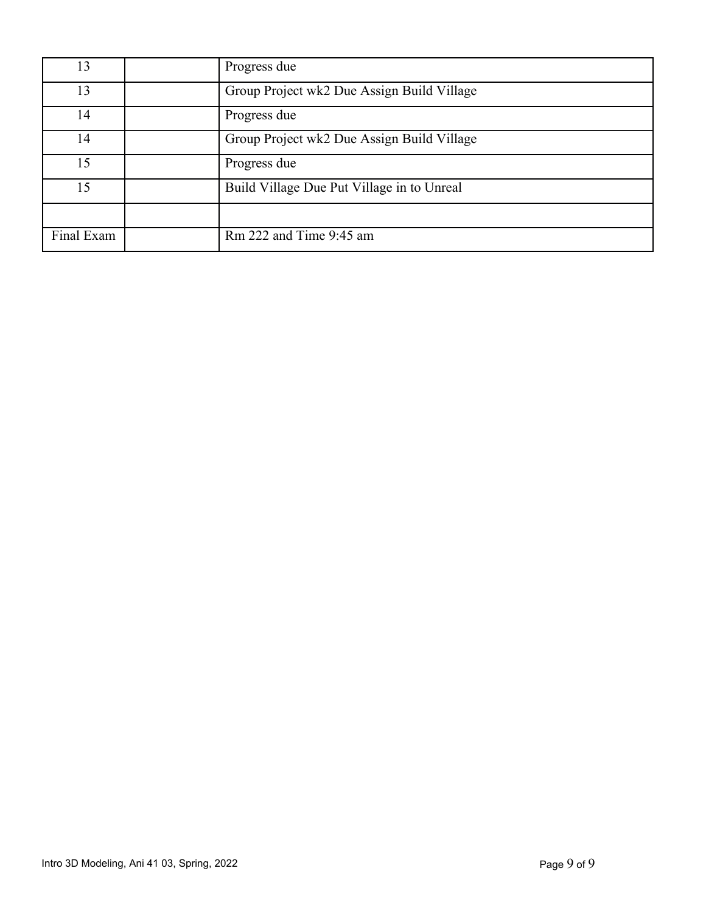| | | |
|---|---|---|
| 13 | | Progress due |
| 13 | | Group Project wk2 Due Assign Build Village |
| 14 | | Progress due |
| 14 | | Group Project wk2 Due Assign Build Village |
| 15 | | Progress due |
| 15 | | Build Village Due Put Village in to Unreal |
| | | |
| Final Exam | | Rm 222 and Time 9:45 am |